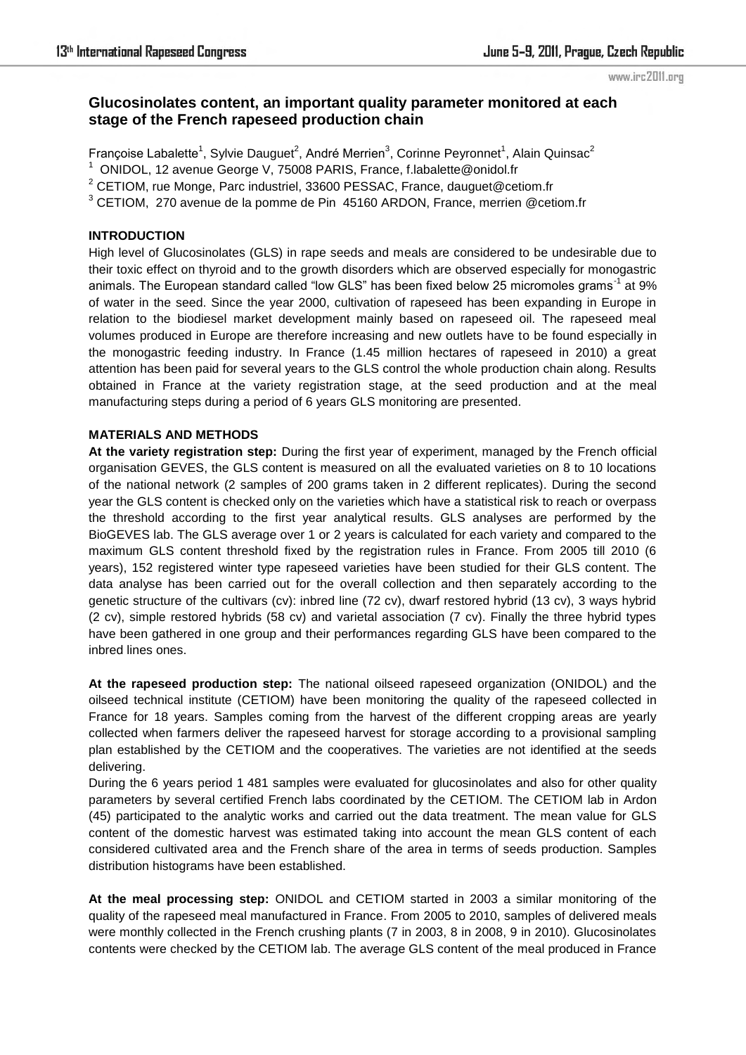## Glucosinolates content, an important quality parameter monitored at each stage of the French rapeseed production chain

Françoise Labalette[1], Sylvie Dauguet[2], André Merrien[3], Corinne Peyronnet[1], Alain Quinsac[2]

[1] ONIDOL, 12 avenue George V, 75008 PARIS, France, f.labalette@onidol.fr

[2] CETIOM, rue Monge, Parc industriel, 33600 PESSAC, France, dauguet@cetiom.fr

[3] CETIOM, 270 avenue de la pomme de Pin 45160 ARDON, France, merrien @cetiom.fr

### INTRODUCTION

High level of Glucosinolates (GLS) in rape seeds and meals are considered to be undesirable due to their toxic effect on thyroid and to the growth disorders which are observed especially for monogastric animals. The European standard called "low GLS" has been fixed below 25 micromoles grams$^{-1}$ at 9% of water in the seed. Since the year 2000, cultivation of rapeseed has been expanding in Europe in relation to the biodiesel market development mainly based on rapeseed oil. The rapeseed meal volumes produced in Europe are therefore increasing and new outlets have to be found especially in the monogastric feeding industry. In France (1.45 million hectares of rapeseed in 2010) a great attention has been paid for several years to the GLS control the whole production chain along. Results obtained in France at the variety registration stage, at the seed production and at the meal manufacturing steps during a period of 6 years GLS monitoring are presented.

### MATERIALS AND METHODS

**At the variety registration step:** During the first year of experiment, managed by the French official organisation GEVES, the GLS content is measured on all the evaluated varieties on 8 to 10 locations of the national network (2 samples of 200 grams taken in 2 different replicates). During the second year the GLS content is checked only on the varieties which have a statistical risk to reach or overpass the threshold according to the first year analytical results. GLS analyses are performed by the BioGEVES lab. The GLS average over 1 or 2 years is calculated for each variety and compared to the maximum GLS content threshold fixed by the registration rules in France. From 2005 till 2010 (6 years), 152 registered winter type rapeseed varieties have been studied for their GLS content. The data analyse has been carried out for the overall collection and then separately according to the genetic structure of the cultivars (cv): inbred line (72 cv), dwarf restored hybrid (13 cv), 3 ways hybrid (2 cv), simple restored hybrids (58 cv) and varietal association (7 cv). Finally the three hybrid types have been gathered in one group and their performances regarding GLS have been compared to the inbred lines ones.

**At the rapeseed production step:** The national oilseed rapeseed organization (ONIDOL) and the oilseed technical institute (CETIOM) have been monitoring the quality of the rapeseed collected in France for 18 years. Samples coming from the harvest of the different cropping areas are yearly collected when farmers deliver the rapeseed harvest for storage according to a provisional sampling plan established by the CETIOM and the cooperatives. The varieties are not identified at the seeds delivering.

During the 6 years period 1 481 samples were evaluated for glucosinolates and also for other quality parameters by several certified French labs coordinated by the CETIOM. The CETIOM lab in Ardon (45) participated to the analytic works and carried out the data treatment. The mean value for GLS content of the domestic harvest was estimated taking into account the mean GLS content of each considered cultivated area and the French share of the area in terms of seeds production. Samples distribution histograms have been established.

**At the meal processing step:** ONIDOL and CETIOM started in 2003 a similar monitoring of the quality of the rapeseed meal manufactured in France. From 2005 to 2010, samples of delivered meals were monthly collected in the French crushing plants (7 in 2003, 8 in 2008, 9 in 2010). Glucosinolates contents were checked by the CETIOM lab. The average GLS content of the meal produced in France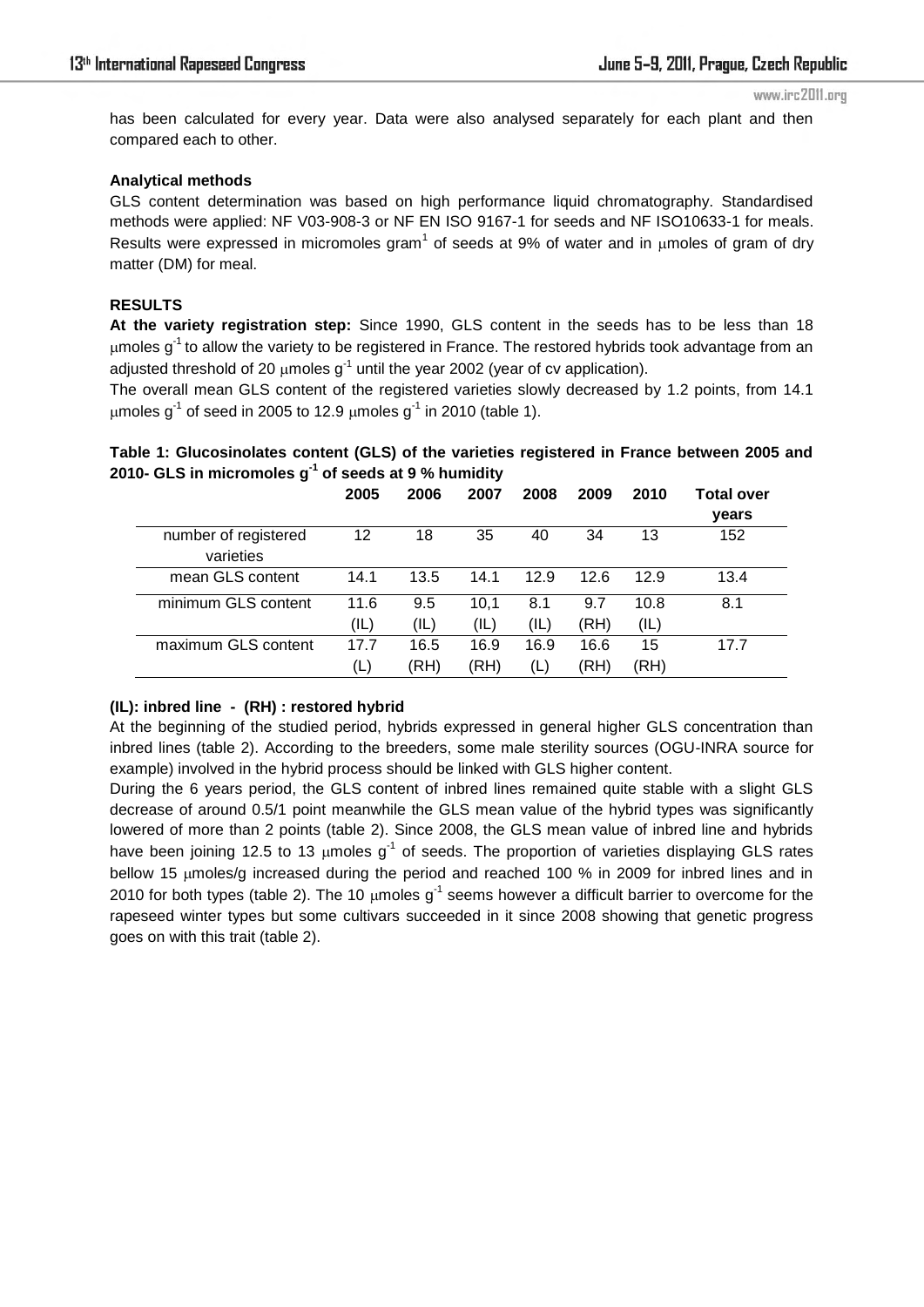has been calculated for every year. Data were also analysed separately for each plant and then compared each to other.

**Analytical methods**

GLS content determination was based on high performance liquid chromatography. Standardised methods were applied: NF V03-908-3 or NF EN ISO 9167-1 for seeds and NF ISO10633-1 for meals. Results were expressed in micromoles gram[1] of seeds at 9% of water and in μmoles of gram of dry matter (DM) for meal.

## RESULTS

**At the variety registration step:** Since 1990, GLS content in the seeds has to be less than 18 μmoles $g^{-1}$ to allow the variety to be registered in France. The restored hybrids took advantage from an adjusted threshold of 20 μmoles $g^{-1}$ until the year 2002 (year of cv application).

The overall mean GLS content of the registered varieties slowly decreased by 1.2 points, from 14.1 μmoles $g^{-1}$ of seed in 2005 to 12.9 μmoles $g^{-1}$ in 2010 (table 1).

**Table 1: Glucosinolates content (GLS) of the varieties registered in France between 2005 and 2010- GLS in micromoles $g^{-1}$ of seeds at 9 % humidity**

| | 2005 | 2006 | 2007 | 2008 | 2009 | 2010 | Total over years |
|---|---|---|---|---|---|---|---|
| number of registered varieties | 12 | 18 | 35 | 40 | 34 | 13 | 152 |
| mean GLS content | 14.1 | 13.5 | 14.1 | 12.9 | 12.6 | 12.9 | 13.4 |
| minimum GLS content | 11.6 (IL) | 9.5 (IL) | 10,1 (IL) | 8.1 (IL) | 9.7 (RH) | 10.8 (IL) | 8.1 |
| maximum GLS content | 17.7 (L) | 16.5 (RH) | 16.9 (RH) | 16.9 (L) | 16.6 (RH) | 15 (RH) | 17.7 |

**(IL): inbred line - (RH) : restored hybrid**

At the beginning of the studied period, hybrids expressed in general higher GLS concentration than inbred lines (table 2). According to the breeders, some male sterility sources (OGU-INRA source for example) involved in the hybrid process should be linked with GLS higher content.

During the 6 years period, the GLS content of inbred lines remained quite stable with a slight GLS decrease of around 0.5/1 point meanwhile the GLS mean value of the hybrid types was significantly lowered of more than 2 points (table 2). Since 2008, the GLS mean value of inbred line and hybrids have been joining 12.5 to 13 μmoles $g^{-1}$ of seeds. The proportion of varieties displaying GLS rates bellow 15 μmoles/g increased during the period and reached 100 % in 2009 for inbred lines and in 2010 for both types (table 2). The 10 μmoles $g^{-1}$ seems however a difficult barrier to overcome for the rapeseed winter types but some cultivars succeeded in it since 2008 showing that genetic progress goes on with this trait (table 2).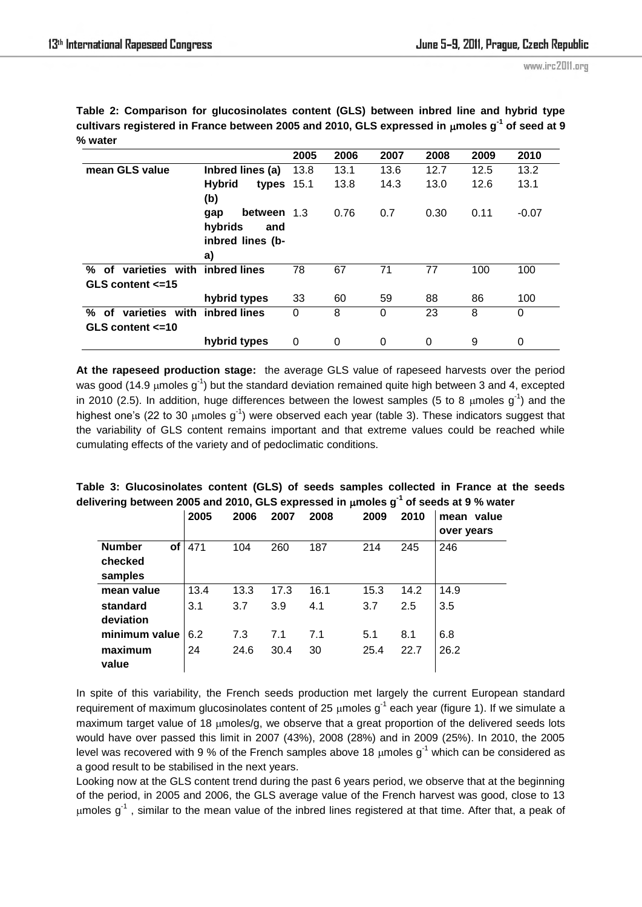**Table 2: Comparison for glucosinolates content (GLS) between inbred line and hybrid type cultivars registered in France between 2005 and 2010, GLS expressed in $\mu$moles g$^{-1}$ of seed at 9 % water**

| | | 2005 | 2006 | 2007 | 2008 | 2009 | 2010 |
|---|---|---|---|---|---|---|---|
| **mean GLS value** | **Inbred lines (a)** | 13.8 | 13.1 | 13.6 | 12.7 | 12.5 | 13.2 |
| | **Hybrid types (b)** | 15.1 | 13.8 | 14.3 | 13.0 | 12.6 | 13.1 |
| | **gap between hybrids and inbred lines (b-a)** | 1.3 | 0.76 | 0.7 | 0.30 | 0.11 | -0.07 |
| **% of varieties with GLS content <=15** | **inbred lines** | 78 | 67 | 71 | 77 | 100 | 100 |
| | **hybrid types** | 33 | 60 | 59 | 88 | 86 | 100 |
| **% of varieties with GLS content <=10** | **inbred lines** | 0 | 8 | 0 | 23 | 8 | 0 |
| | **hybrid types** | 0 | 0 | 0 | 0 | 9 | 0 |

**At the rapeseed production stage:** the average GLS value of rapeseed harvests over the period was good (14.9 $\mu$moles g$^{-1}$) but the standard deviation remained quite high between 3 and 4, excepted in 2010 (2.5). In addition, huge differences between the lowest samples (5 to 8 $\mu$moles g$^{-1}$) and the highest one's (22 to 30 $\mu$moles g$^{-1}$) were observed each year (table 3). These indicators suggest that the variability of GLS content remains important and that extreme values could be reached while cumulating effects of the variety and of pedoclimatic conditions.

**Table 3: Glucosinolates content (GLS) of seeds samples collected in France at the seeds delivering between 2005 and 2010, GLS expressed in $\mu$moles g$^{-1}$ of seeds at 9 % water**

| | 2005 | 2006 | 2007 | 2008 | 2009 | 2010 | mean value over years |
|---|---|---|---|---|---|---|---|
| **Number of checked samples** | 471 | 104 | 260 | 187 | 214 | 245 | 246 |
| **mean value** | 13.4 | 13.3 | 17.3 | 16.1 | 15.3 | 14.2 | 14.9 |
| **standard deviation** | 3.1 | 3.7 | 3.9 | 4.1 | 3.7 | 2.5 | 3.5 |
| **minimum value** | 6.2 | 7.3 | 7.1 | 7.1 | 5.1 | 8.1 | 6.8 |
| **maximum value** | 24 | 24.6 | 30.4 | 30 | 25.4 | 22.7 | 26.2 |

In spite of this variability, the French seeds production met largely the current European standard requirement of maximum glucosinolates content of 25 $\mu$moles g$^{-1}$ each year (figure 1). If we simulate a maximum target value of 18 $\mu$moles/g, we observe that a great proportion of the delivered seeds lots would have over passed this limit in 2007 (43%), 2008 (28%) and in 2009 (25%). In 2010, the 2005 level was recovered with 9 % of the French samples above 18 $\mu$moles g$^{-1}$ which can be considered as a good result to be stabilised in the next years.

Looking now at the GLS content trend during the past 6 years period, we observe that at the beginning of the period, in 2005 and 2006, the GLS average value of the French harvest was good, close to 13 $\mu$moles g$^{-1}$ , similar to the mean value of the inbred lines registered at that time. After that, a peak of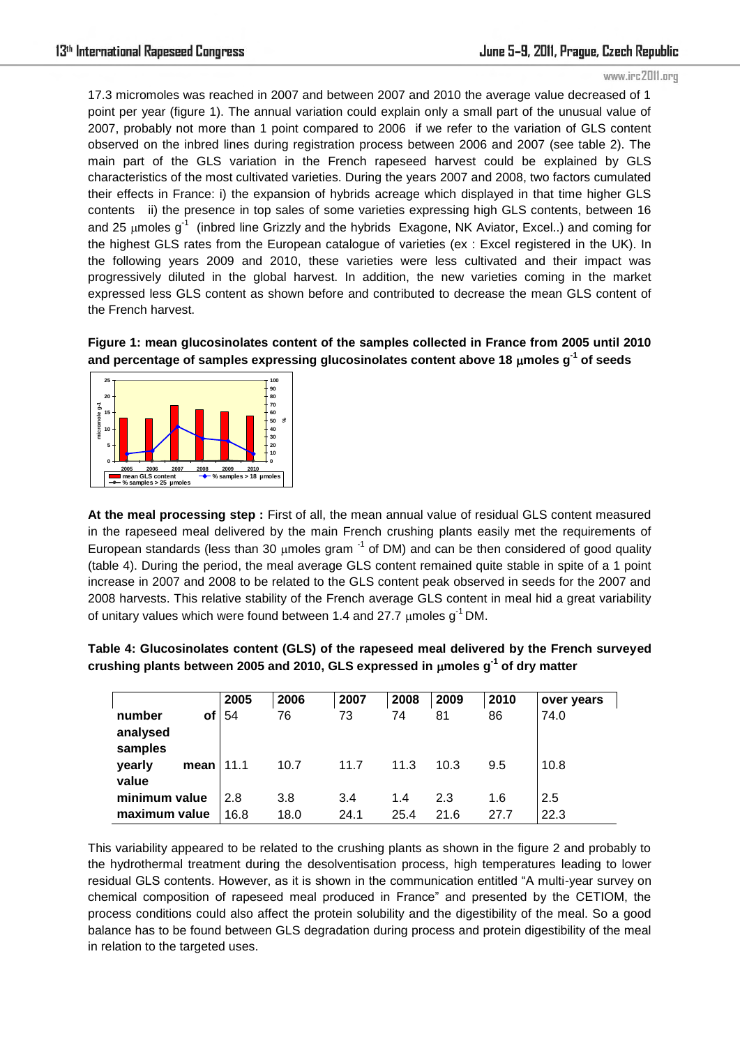17.3 micromoles was reached in 2007 and between 2007 and 2010 the average value decreased of 1 point per year (figure 1). The annual variation could explain only a small part of the unusual value of 2007, probably not more than 1 point compared to 2006 if we refer to the variation of GLS content observed on the inbred lines during registration process between 2006 and 2007 (see table 2). The main part of the GLS variation in the French rapeseed harvest could be explained by GLS characteristics of the most cultivated varieties. During the years 2007 and 2008, two factors cumulated their effects in France: i) the expansion of hybrids acreage which displayed in that time higher GLS contents ii) the presence in top sales of some varieties expressing high GLS contents, between 16 and 25 μmoles $g^{-1}$ (inbred line Grizzly and the hybrids Exagone, NK Aviator, Excel..) and coming for the highest GLS rates from the European catalogue of varieties (ex : Excel registered in the UK). In the following years 2009 and 2010, these varieties were less cultivated and their impact was progressively diluted in the global harvest. In addition, the new varieties coming in the market expressed less GLS content as shown before and contributed to decrease the mean GLS content of the French harvest.

**Figure 1: mean glucosinolates content of the samples collected in France from 2005 until 2010 and percentage of samples expressing glucosinolates content above 18 μmoles $g^{-1}$ of seeds**

**At the meal processing step :** First of all, the mean annual value of residual GLS content measured in the rapeseed meal delivered by the main French crushing plants easily met the requirements of European standards (less than 30 μmoles gram $^{-1}$ of DM) and can be then considered of good quality (table 4). During the period, the meal average GLS content remained quite stable in spite of a 1 point increase in 2007 and 2008 to be related to the GLS content peak observed in seeds for the 2007 and 2008 harvests. This relative stability of the French average GLS content in meal hid a great variability of unitary values which were found between 1.4 and 27.7 μmoles $g^{-1}$ DM.

**Table 4: Glucosinolates content (GLS) of the rapeseed meal delivered by the French surveyed crushing plants between 2005 and 2010, GLS expressed in μmoles $g^{-1}$ of dry matter**

| | 2005 | 2006 | 2007 | 2008 | 2009 | 2010 | over years |
|---|---|---|---|---|---|---|---|
| **number of analysed samples** | 54 | 76 | 73 | 74 | 81 | 86 | 74.0 |
| **yearly mean value** | 11.1 | 10.7 | 11.7 | 11.3 | 10.3 | 9.5 | 10.8 |
| **minimum value** | 2.8 | 3.8 | 3.4 | 1.4 | 2.3 | 1.6 | 2.5 |
| **maximum value** | 16.8 | 18.0 | 24.1 | 25.4 | 21.6 | 27.7 | 22.3 |

This variability appeared to be related to the crushing plants as shown in the figure 2 and probably to the hydrothermal treatment during the desolventisation process, high temperatures leading to lower residual GLS contents. However, as it is shown in the communication entitled "A multi-year survey on chemical composition of rapeseed meal produced in France" and presented by the CETIOM, the process conditions could also affect the protein solubility and the digestibility of the meal. So a good balance has to be found between GLS degradation during process and protein digestibility of the meal in relation to the targeted uses.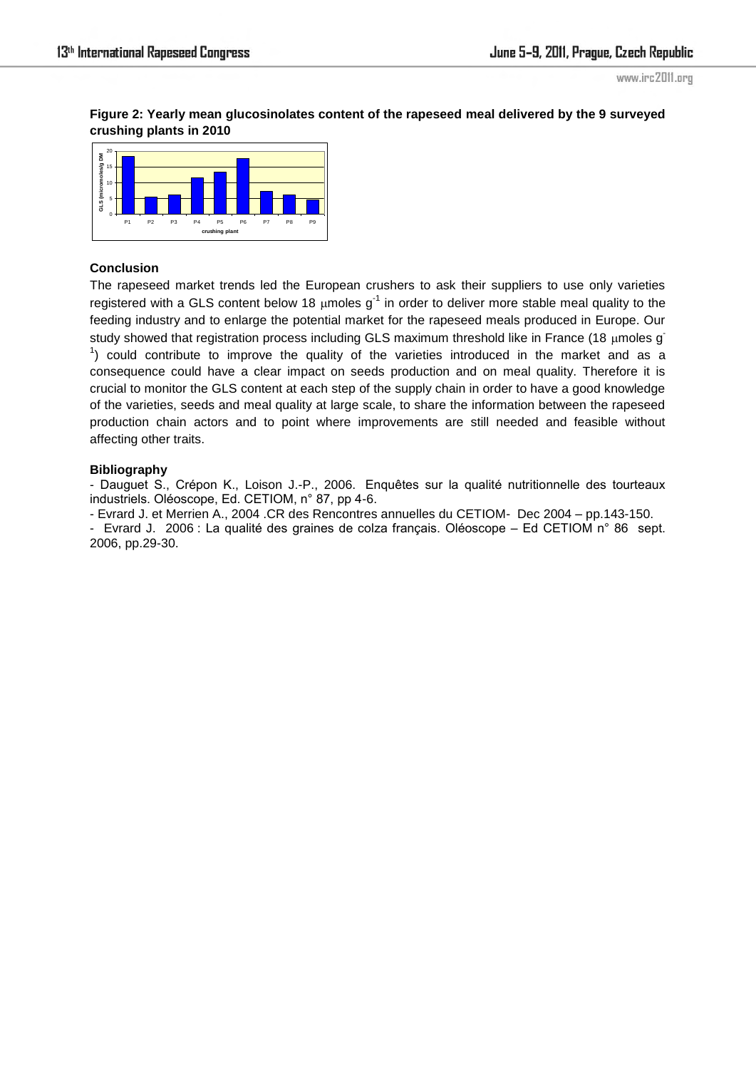**Figure 2: Yearly mean glucosinolates content of the rapeseed meal delivered by the 9 surveyed crushing plants in 2010**

20
15
10
5
0

GLS (micromoles/g DM)

P1 P2 P3 P4 P5 P6 P7 P8 P9

crushing plant

## Conclusion

The rapeseed market trends led the European crushers to ask their suppliers to use only varieties registered with a GLS content below 18 $\mu$moles $g^{-1}$ in order to deliver more stable meal quality to the feeding industry and to enlarge the potential market for the rapeseed meals produced in Europe. Our study showed that registration process including GLS maximum threshold like in France (18 $\mu$moles $g^{-1}$) could contribute to improve the quality of the varieties introduced in the market and as a consequence could have a clear impact on seeds production and on meal quality. Therefore it is crucial to monitor the GLS content at each step of the supply chain in order to have a good knowledge of the varieties, seeds and meal quality at large scale, to share the information between the rapeseed production chain actors and to point where improvements are still needed and feasible without affecting other traits.

## Bibliography

- Dauguet S., Crépon K., Loison J.-P., 2006. Enquêtes sur la qualité nutritionnelle des tourteaux industriels. Oléoscope, Ed. CETIOM, n° 87, pp 4-6.
- Evrard J. et Merrien A., 2004 .CR des Rencontres annuelles du CETIOM- Dec 2004 – pp.143-150.
- Evrard J. 2006 : La qualité des graines de colza français. Oléoscope – Ed CETIOM n° 86 sept. 2006, pp.29-30.